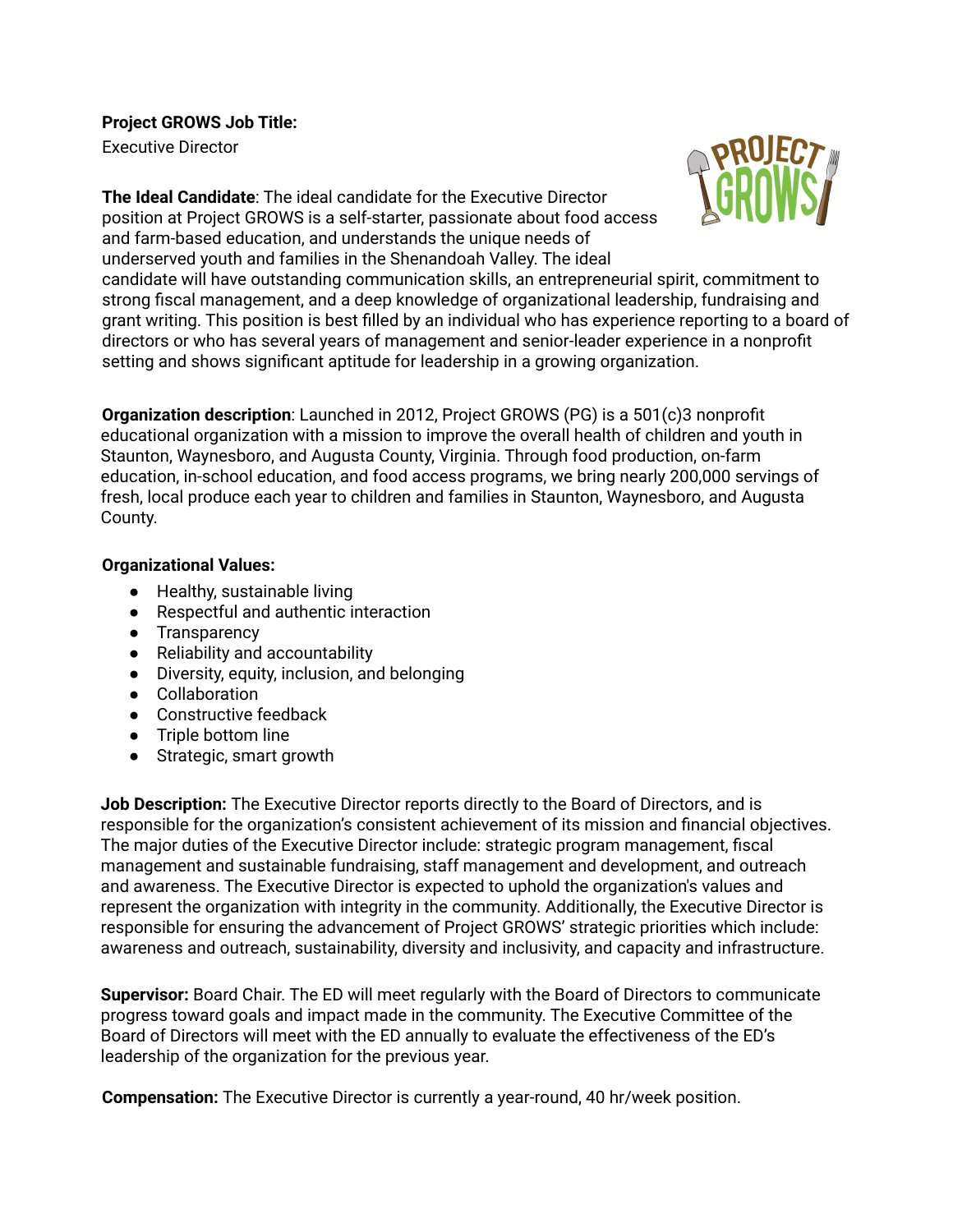**Project GROWS Job Title:**
Executive Director

**The Ideal Candidate**: The ideal candidate for the Executive Director position at Project GROWS is a self-starter, passionate about food access and farm-based education, and understands the unique needs of underserved youth and families in the Shenandoah Valley. The ideal candidate will have outstanding communication skills, an entrepreneurial spirit, commitment to strong fiscal management, and a deep knowledge of organizational leadership, fundraising and grant writing. This position is best filled by an individual who has experience reporting to a board of directors or who has several years of management and senior-leader experience in a nonprofit setting and shows significant aptitude for leadership in a growing organization.

**Organization description**: Launched in 2012, Project GROWS (PG) is a 501(c)3 nonprofit educational organization with a mission to improve the overall health of children and youth in Staunton, Waynesboro, and Augusta County, Virginia. Through food production, on-farm education, in-school education, and food access programs, we bring nearly 200,000 servings of fresh, local produce each year to children and families in Staunton, Waynesboro, and Augusta County.

**Organizational Values:**

- Healthy, sustainable living
- Respectful and authentic interaction
- Transparency
- Reliability and accountability
- Diversity, equity, inclusion, and belonging
- Collaboration
- Constructive feedback
- Triple bottom line
- Strategic, smart growth

**Job Description:** The Executive Director reports directly to the Board of Directors, and is responsible for the organization's consistent achievement of its mission and financial objectives. The major duties of the Executive Director include: strategic program management, fiscal management and sustainable fundraising, staff management and development, and outreach and awareness. The Executive Director is expected to uphold the organization's values and represent the organization with integrity in the community. Additionally, the Executive Director is responsible for ensuring the advancement of Project GROWS' strategic priorities which include: awareness and outreach, sustainability, diversity and inclusivity, and capacity and infrastructure.

**Supervisor:** Board Chair. The ED will meet regularly with the Board of Directors to communicate progress toward goals and impact made in the community. The Executive Committee of the Board of Directors will meet with the ED annually to evaluate the effectiveness of the ED's leadership of the organization for the previous year.

**Compensation:** The Executive Director is currently a year-round, 40 hr/week position.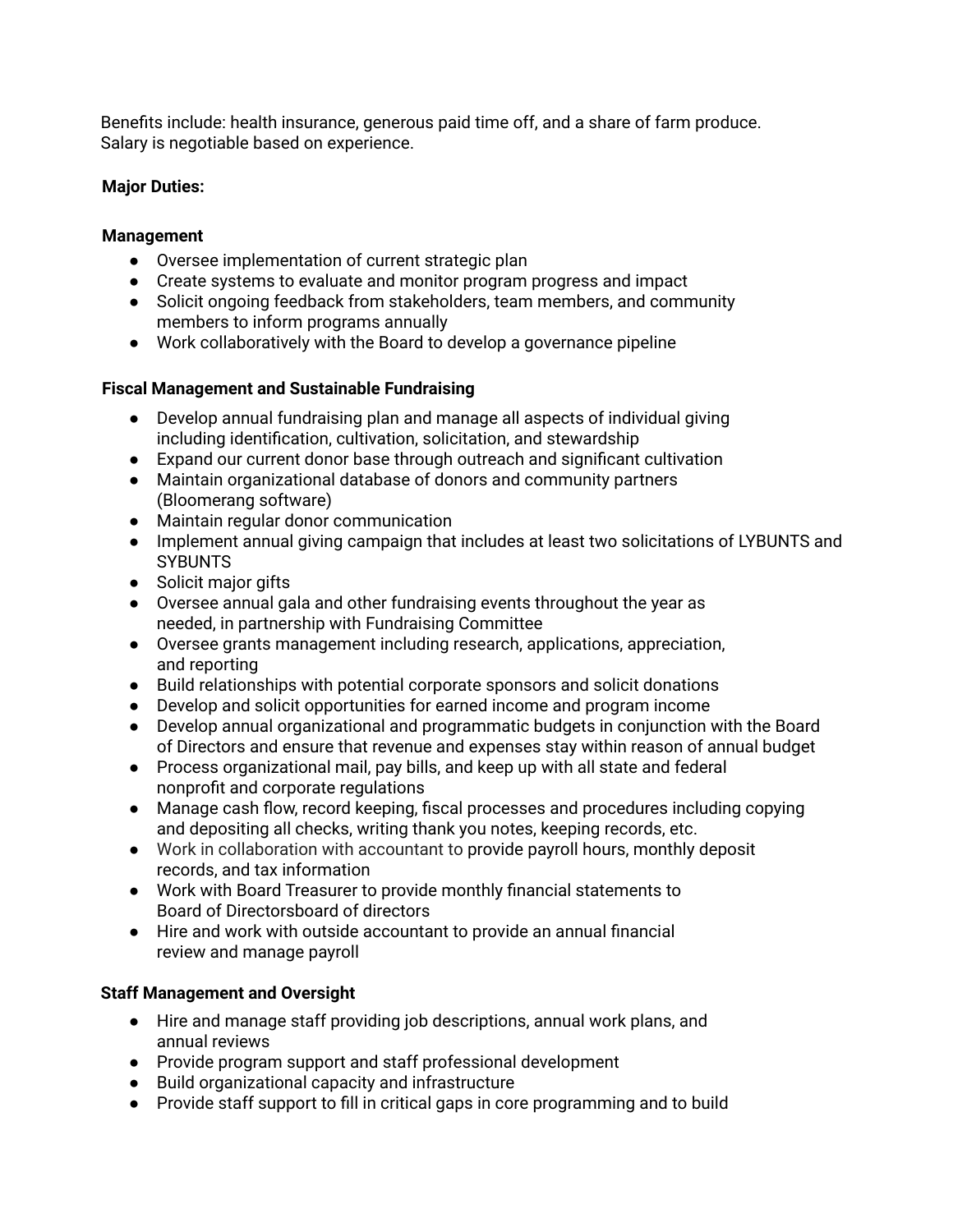Benefits include: health insurance, generous paid time off, and a share of farm produce. Salary is negotiable based on experience.

**Major Duties:**

**Management**

- Oversee implementation of current strategic plan
- Create systems to evaluate and monitor program progress and impact
- Solicit ongoing feedback from stakeholders, team members, and community members to inform programs annually
- Work collaboratively with the Board to develop a governance pipeline

**Fiscal Management and Sustainable Fundraising**

- Develop annual fundraising plan and manage all aspects of individual giving including identification, cultivation, solicitation, and stewardship
- Expand our current donor base through outreach and significant cultivation
- Maintain organizational database of donors and community partners (Bloomerang software)
- Maintain regular donor communication
- Implement annual giving campaign that includes at least two solicitations of LYBUNTS and SYBUNTS
- Solicit major gifts
- Oversee annual gala and other fundraising events throughout the year as needed, in partnership with Fundraising Committee
- Oversee grants management including research, applications, appreciation, and reporting
- Build relationships with potential corporate sponsors and solicit donations
- Develop and solicit opportunities for earned income and program income
- Develop annual organizational and programmatic budgets in conjunction with the Board of Directors and ensure that revenue and expenses stay within reason of annual budget
- Process organizational mail, pay bills, and keep up with all state and federal nonprofit and corporate regulations
- Manage cash flow, record keeping, fiscal processes and procedures including copying and depositing all checks, writing thank you notes, keeping records, etc.
- Work in collaboration with accountant to provide payroll hours, monthly deposit records, and tax information
- Work with Board Treasurer to provide monthly financial statements to Board of Directorsboard of directors
- Hire and work with outside accountant to provide an annual financial review and manage payroll

**Staff Management and Oversight**

- Hire and manage staff providing job descriptions, annual work plans, and annual reviews
- Provide program support and staff professional development
- Build organizational capacity and infrastructure
- Provide staff support to fill in critical gaps in core programming and to build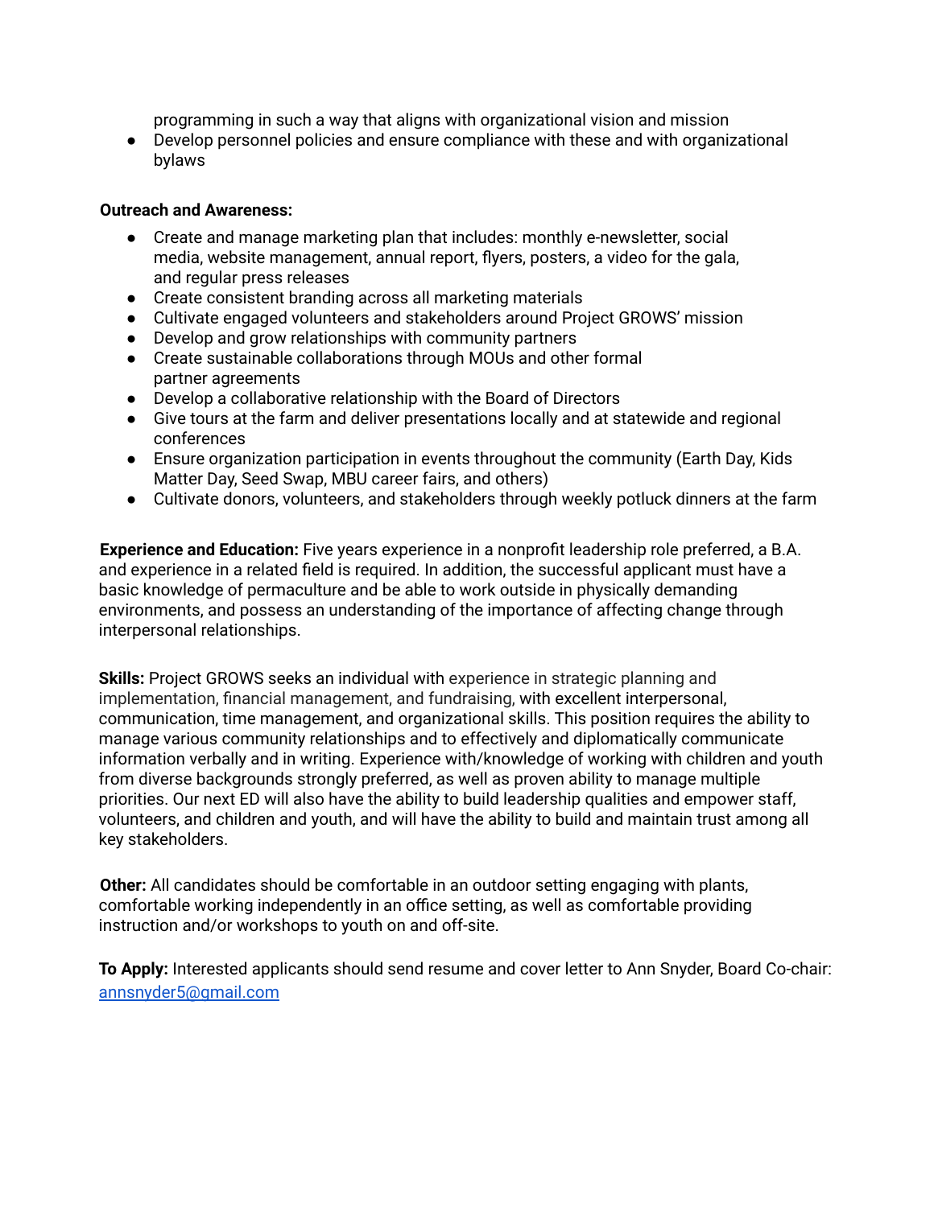programming in such a way that aligns with organizational vision and mission
- Develop personnel policies and ensure compliance with these and with organizational bylaws

**Outreach and Awareness:**

- Create and manage marketing plan that includes: monthly e-newsletter, social media, website management, annual report, flyers, posters, a video for the gala, and regular press releases
- Create consistent branding across all marketing materials
- Cultivate engaged volunteers and stakeholders around Project GROWS' mission
- Develop and grow relationships with community partners
- Create sustainable collaborations through MOUs and other formal partner agreements
- Develop a collaborative relationship with the Board of Directors
- Give tours at the farm and deliver presentations locally and at statewide and regional conferences
- Ensure organization participation in events throughout the community (Earth Day, Kids Matter Day, Seed Swap, MBU career fairs, and others)
- Cultivate donors, volunteers, and stakeholders through weekly potluck dinners at the farm

**Experience and Education:** Five years experience in a nonprofit leadership role preferred, a B.A. and experience in a related field is required. In addition, the successful applicant must have a basic knowledge of permaculture and be able to work outside in physically demanding environments, and possess an understanding of the importance of affecting change through interpersonal relationships.

**Skills:** Project GROWS seeks an individual with experience in strategic planning and implementation, financial management, and fundraising, with excellent interpersonal, communication, time management, and organizational skills. This position requires the ability to manage various community relationships and to effectively and diplomatically communicate information verbally and in writing. Experience with/knowledge of working with children and youth from diverse backgrounds strongly preferred, as well as proven ability to manage multiple priorities. Our next ED will also have the ability to build leadership qualities and empower staff, volunteers, and children and youth, and will have the ability to build and maintain trust among all key stakeholders.

**Other:** All candidates should be comfortable in an outdoor setting engaging with plants, comfortable working independently in an office setting, as well as comfortable providing instruction and/or workshops to youth on and off-site.

**To Apply:** Interested applicants should send resume and cover letter to Ann Snyder, Board Co-chair: [annsnyder5@gmail.com](mailto:annsnyder5@gmail.com)